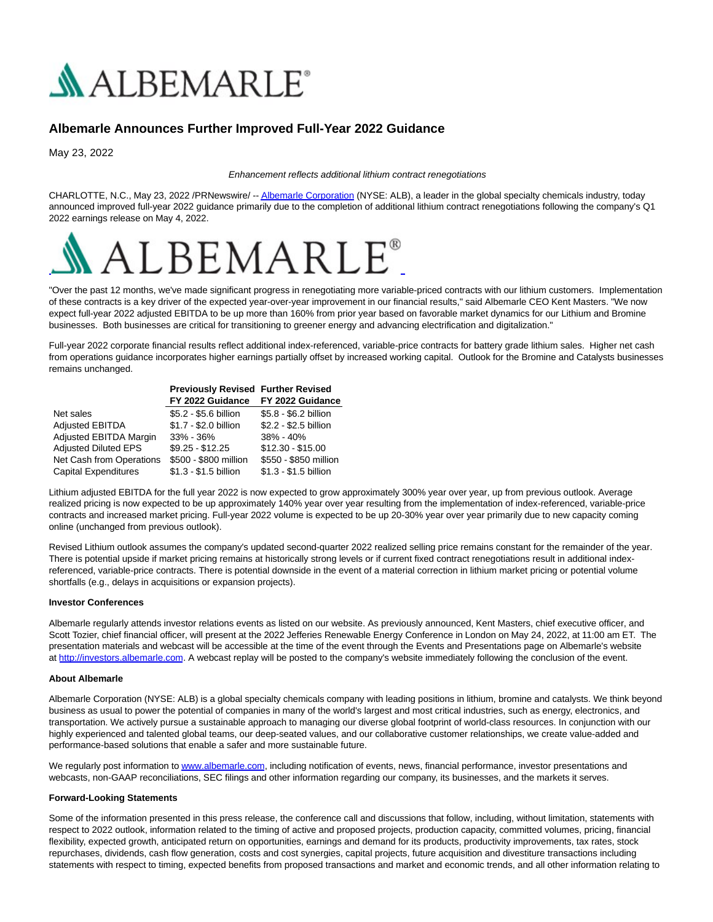# Albemarle Announces Further Improved Full-Year 2022 Guidance

May 23, 2022

*Enhancement reflects additional lithium contract renegotiations*

CHARLOTTE, N.C., May 23, 2022 /PRNewswire/ -- Albemarle Corporation (NYSE: ALB), a leader in the global specialty chemicals industry, today announced improved full-year 2022 guidance primarily due to the completion of additional lithium contract renegotiations following the company's Q1 2022 earnings release on May 4, 2022.

"Over the past 12 months, we've made significant progress in renegotiating more variable-priced contracts with our lithium customers. Implementation of these contracts is a key driver of the expected year-over-year improvement in our financial results," said Albemarle CEO Kent Masters. "We now expect full-year 2022 adjusted EBITDA to be up more than 160% from prior year based on favorable market dynamics for our Lithium and Bromine businesses. Both businesses are critical for transitioning to greener energy and advancing electrification and digitalization."

Full-year 2022 corporate financial results reflect additional index-referenced, variable-price contracts for battery grade lithium sales. Higher net cash from operations guidance incorporates higher earnings partially offset by increased working capital. Outlook for the Bromine and Catalysts businesses remains unchanged.

| | Previously Revised FY 2022 Guidance | Further Revised FY 2022 Guidance |
|---|---|---|
| Net sales | $5.2 - $5.6 billion | $5.8 - $6.2 billion |
| Adjusted EBITDA | $1.7 - $2.0 billion | $2.2 - $2.5 billion |
| Adjusted EBITDA Margin | 33% - 36% | 38% - 40% |
| Adjusted Diluted EPS | $9.25 - $12.25 | $12.30 - $15.00 |
| Net Cash from Operations | $500 - $800 million | $550 - $850 million |
| Capital Expenditures | $1.3 - $1.5 billion | $1.3 - $1.5 billion |

Lithium adjusted EBITDA for the full year 2022 is now expected to grow approximately 300% year over year, up from previous outlook. Average realized pricing is now expected to be up approximately 140% year over year resulting from the implementation of index-referenced, variable-price contracts and increased market pricing. Full-year 2022 volume is expected to be up 20-30% year over year primarily due to new capacity coming online (unchanged from previous outlook).

Revised Lithium outlook assumes the company's updated second-quarter 2022 realized selling price remains constant for the remainder of the year. There is potential upside if market pricing remains at historically strong levels or if current fixed contract renegotiations result in additional index-referenced, variable-price contracts. There is potential downside in the event of a material correction in lithium market pricing or potential volume shortfalls (e.g., delays in acquisitions or expansion projects).

**Investor Conferences**

Albemarle regularly attends investor relations events as listed on our website. As previously announced, Kent Masters, chief executive officer, and Scott Tozier, chief financial officer, will present at the 2022 Jefferies Renewable Energy Conference in London on May 24, 2022, at 11:00 am ET. The presentation materials and webcast will be accessible at the time of the event through the Events and Presentations page on Albemarle's website at http://investors.albemarle.com. A webcast replay will be posted to the company's website immediately following the conclusion of the event.

**About Albemarle**

Albemarle Corporation (NYSE: ALB) is a global specialty chemicals company with leading positions in lithium, bromine and catalysts. We think beyond business as usual to power the potential of companies in many of the world's largest and most critical industries, such as energy, electronics, and transportation. We actively pursue a sustainable approach to managing our diverse global footprint of world-class resources. In conjunction with our highly experienced and talented global teams, our deep-seated values, and our collaborative customer relationships, we create value-added and performance-based solutions that enable a safer and more sustainable future.

We regularly post information to www.albemarle.com, including notification of events, news, financial performance, investor presentations and webcasts, non-GAAP reconciliations, SEC filings and other information regarding our company, its businesses, and the markets it serves.

**Forward-Looking Statements**

Some of the information presented in this press release, the conference call and discussions that follow, including, without limitation, statements with respect to 2022 outlook, information related to the timing of active and proposed projects, production capacity, committed volumes, pricing, financial flexibility, expected growth, anticipated return on opportunities, earnings and demand for its products, productivity improvements, tax rates, stock repurchases, dividends, cash flow generation, costs and cost synergies, capital projects, future acquisition and divestiture transactions including statements with respect to timing, expected benefits from proposed transactions and market and economic trends, and all other information relating to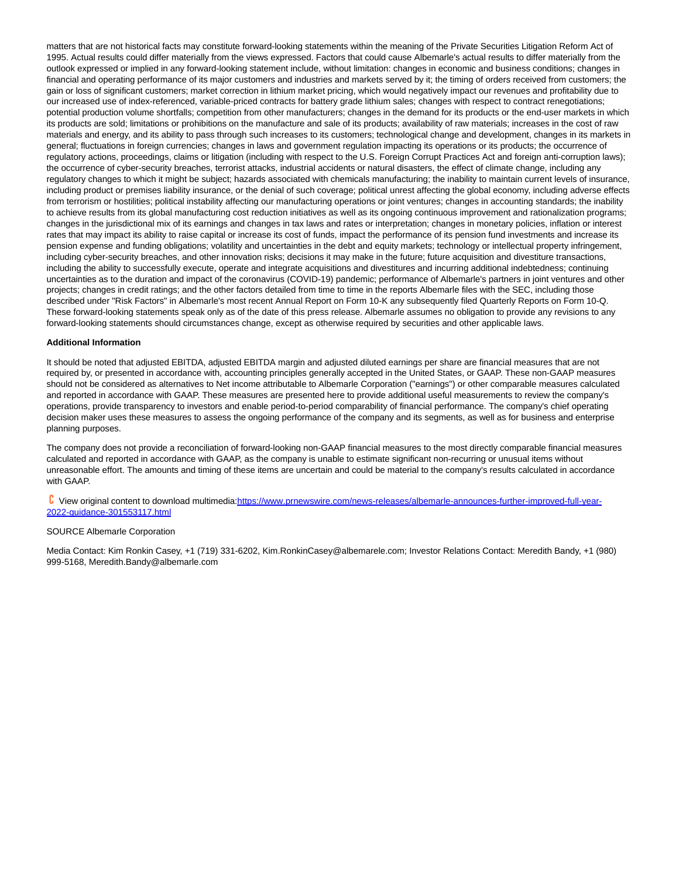matters that are not historical facts may constitute forward-looking statements within the meaning of the Private Securities Litigation Reform Act of 1995. Actual results could differ materially from the views expressed. Factors that could cause Albemarle's actual results to differ materially from the outlook expressed or implied in any forward-looking statement include, without limitation: changes in economic and business conditions; changes in financial and operating performance of its major customers and industries and markets served by it; the timing of orders received from customers; the gain or loss of significant customers; market correction in lithium market pricing, which would negatively impact our revenues and profitability due to our increased use of index-referenced, variable-priced contracts for battery grade lithium sales; changes with respect to contract renegotiations; potential production volume shortfalls; competition from other manufacturers; changes in the demand for its products or the end-user markets in which its products are sold; limitations or prohibitions on the manufacture and sale of its products; availability of raw materials; increases in the cost of raw materials and energy, and its ability to pass through such increases to its customers; technological change and development, changes in its markets in general; fluctuations in foreign currencies; changes in laws and government regulation impacting its operations or its products; the occurrence of regulatory actions, proceedings, claims or litigation (including with respect to the U.S. Foreign Corrupt Practices Act and foreign anti-corruption laws); the occurrence of cyber-security breaches, terrorist attacks, industrial accidents or natural disasters, the effect of climate change, including any regulatory changes to which it might be subject; hazards associated with chemicals manufacturing; the inability to maintain current levels of insurance, including product or premises liability insurance, or the denial of such coverage; political unrest affecting the global economy, including adverse effects from terrorism or hostilities; political instability affecting our manufacturing operations or joint ventures; changes in accounting standards; the inability to achieve results from its global manufacturing cost reduction initiatives as well as its ongoing continuous improvement and rationalization programs; changes in the jurisdictional mix of its earnings and changes in tax laws and rates or interpretation; changes in monetary policies, inflation or interest rates that may impact its ability to raise capital or increase its cost of funds, impact the performance of its pension fund investments and increase its pension expense and funding obligations; volatility and uncertainties in the debt and equity markets; technology or intellectual property infringement, including cyber-security breaches, and other innovation risks; decisions it may make in the future; future acquisition and divestiture transactions, including the ability to successfully execute, operate and integrate acquisitions and divestitures and incurring additional indebtedness; continuing uncertainties as to the duration and impact of the coronavirus (COVID-19) pandemic; performance of Albemarle's partners in joint ventures and other projects; changes in credit ratings; and the other factors detailed from time to time in the reports Albemarle files with the SEC, including those described under "Risk Factors" in Albemarle's most recent Annual Report on Form 10-K any subsequently filed Quarterly Reports on Form 10-Q. These forward-looking statements speak only as of the date of this press release. Albemarle assumes no obligation to provide any revisions to any forward-looking statements should circumstances change, except as otherwise required by securities and other applicable laws.

**Additional Information**

It should be noted that adjusted EBITDA, adjusted EBITDA margin and adjusted diluted earnings per share are financial measures that are not required by, or presented in accordance with, accounting principles generally accepted in the United States, or GAAP. These non-GAAP measures should not be considered as alternatives to Net income attributable to Albemarle Corporation ("earnings") or other comparable measures calculated and reported in accordance with GAAP. These measures are presented here to provide additional useful measurements to review the company's operations, provide transparency to investors and enable period-to-period comparability of financial performance. The company's chief operating decision maker uses these measures to assess the ongoing performance of the company and its segments, as well as for business and enterprise planning purposes.

The company does not provide a reconciliation of forward-looking non-GAAP financial measures to the most directly comparable financial measures calculated and reported in accordance with GAAP, as the company is unable to estimate significant non-recurring or unusual items without unreasonable effort. The amounts and timing of these items are uncertain and could be material to the company's results calculated in accordance with GAAP.

View original content to download multimedia:https://www.prnewswire.com/news-releases/albemarle-announces-further-improved-full-year-2022-guidance-301553117.html

SOURCE Albemarle Corporation

Media Contact: Kim Ronkin Casey, +1 (719) 331-6202, Kim.RonkinCasey@albemarele.com; Investor Relations Contact: Meredith Bandy, +1 (980) 999-5168, Meredith.Bandy@albemarle.com